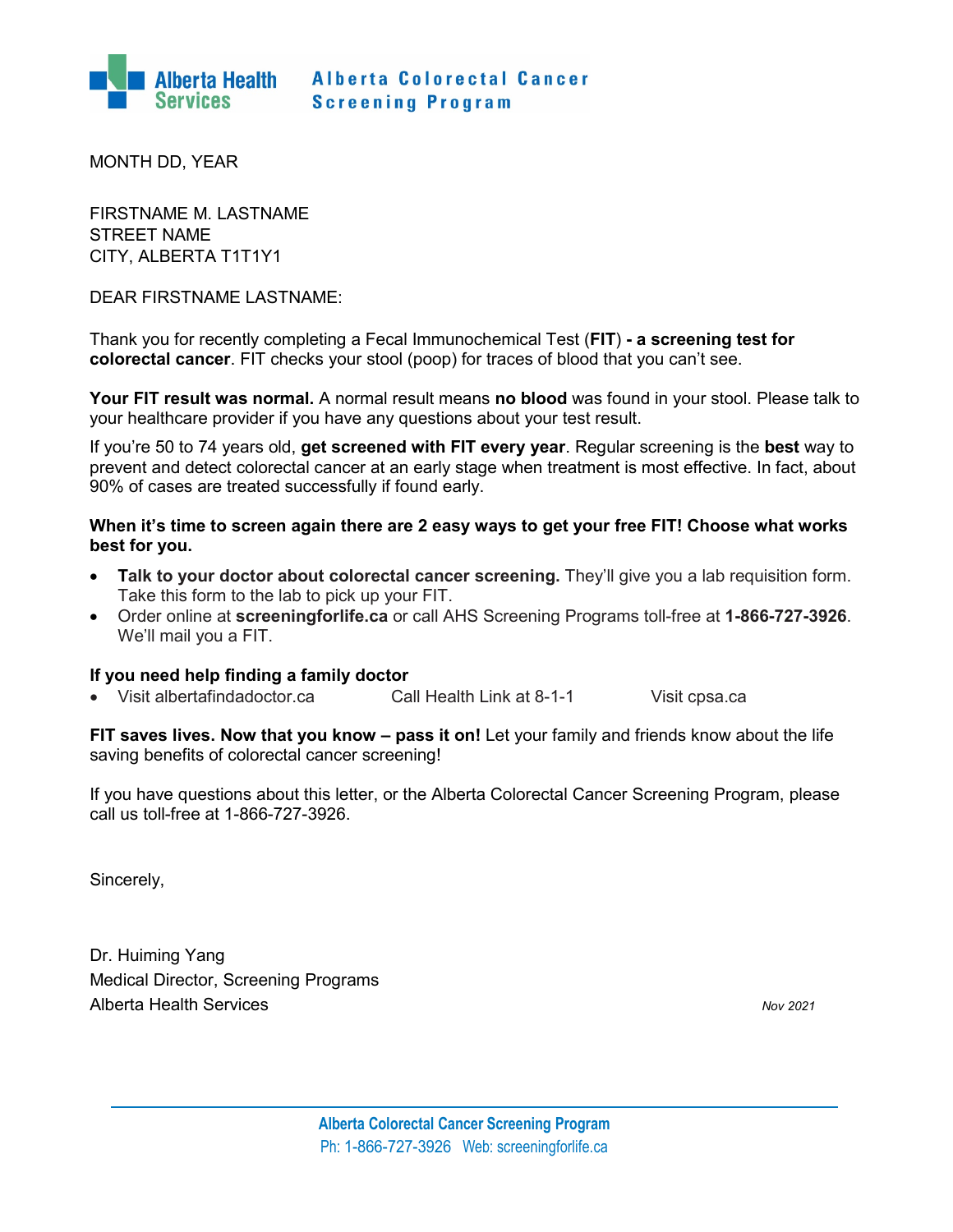**Alberta Health Services** **Alberta Colorectal Cancer Screening Program**

MONTH DD, YEAR

FIRSTNAME M. LASTNAME
STREET NAME
CITY, ALBERTA T1T1Y1

DEAR FIRSTNAME LASTNAME:

Thank you for recently completing a Fecal Immunochemical Test (**FIT**) **- a screening test for colorectal cancer**. FIT checks your stool (poop) for traces of blood that you can't see.

**Your FIT result was normal.** A normal result means **no blood** was found in your stool. Please talk to your healthcare provider if you have any questions about your test result.

If you're 50 to 74 years old, **get screened with FIT every year**. Regular screening is the **best** way to prevent and detect colorectal cancer at an early stage when treatment is most effective. In fact, about 90% of cases are treated successfully if found early.

**When it's time to screen again there are 2 easy ways to get your free FIT! Choose what works best for you.**

- **Talk to your doctor about colorectal cancer screening.** They'll give you a lab requisition form. Take this form to the lab to pick up your FIT.
- Order online at **screeningforlife.ca** or call AHS Screening Programs toll-free at **1-866-727-3926**. We'll mail you a FIT.

**If you need help finding a family doctor**

- Visit albertafindadoctor.ca     Call Health Link at 8-1-1     Visit cpsa.ca

**FIT saves lives. Now that you know – pass it on!** Let your family and friends know about the life saving benefits of colorectal cancer screening!

If you have questions about this letter, or the Alberta Colorectal Cancer Screening Program, please call us toll-free at 1-866-727-3926.

Sincerely,

Dr. Huiming Yang
Medical Director, Screening Programs
Alberta Health Services

*Nov 2021*

**Alberta Colorectal Cancer Screening Program**
Ph: 1-866-727-3926 Web: screeningforlife.ca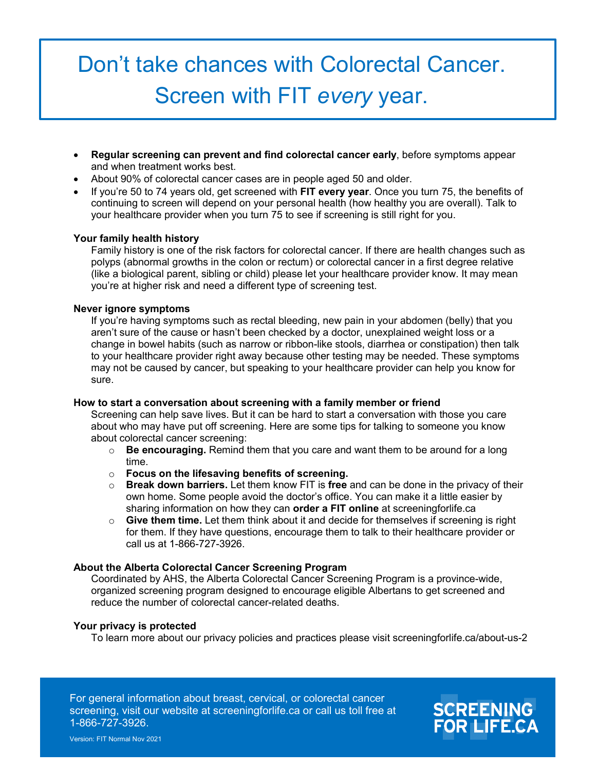# Don't take chances with Colorectal Cancer. Screen with FIT *every* year.

- **Regular screening can prevent and find colorectal cancer early**, before symptoms appear and when treatment works best.
- About 90% of colorectal cancer cases are in people aged 50 and older.
- If you're 50 to 74 years old, get screened with **FIT every year**. Once you turn 75, the benefits of continuing to screen will depend on your personal health (how healthy you are overall). Talk to your healthcare provider when you turn 75 to see if screening is still right for you.

**Your family health history**

Family history is one of the risk factors for colorectal cancer. If there are health changes such as polyps (abnormal growths in the colon or rectum) or colorectal cancer in a first degree relative (like a biological parent, sibling or child) please let your healthcare provider know. It may mean you're at higher risk and need a different type of screening test.

**Never ignore symptoms**

If you're having symptoms such as rectal bleeding, new pain in your abdomen (belly) that you aren't sure of the cause or hasn't been checked by a doctor, unexplained weight loss or a change in bowel habits (such as narrow or ribbon-like stools, diarrhea or constipation) then talk to your healthcare provider right away because other testing may be needed. These symptoms may not be caused by cancer, but speaking to your healthcare provider can help you know for sure.

**How to start a conversation about screening with a family member or friend**

Screening can help save lives. But it can be hard to start a conversation with those you care about who may have put off screening. Here are some tips for talking to someone you know about colorectal cancer screening:

- **Be encouraging.** Remind them that you care and want them to be around for a long time.
- **Focus on the lifesaving benefits of screening.**
- **Break down barriers.** Let them know FIT is **free** and can be done in the privacy of their own home. Some people avoid the doctor's office. You can make it a little easier by sharing information on how they can **order a FIT online** at screeningforlife.ca
- **Give them time.** Let them think about it and decide for themselves if screening is right for them. If they have questions, encourage them to talk to their healthcare provider or call us at 1-866-727-3926.

**About the Alberta Colorectal Cancer Screening Program**

Coordinated by AHS, the Alberta Colorectal Cancer Screening Program is a province-wide, organized screening program designed to encourage eligible Albertans to get screened and reduce the number of colorectal cancer-related deaths.

**Your privacy is protected**

To learn more about our privacy policies and practices please visit screeningforlife.ca/about-us-2

For general information about breast, cervical, or colorectal cancer screening, visit our website at screeningforlife.ca or call us toll free at 1-866-727-3926.

SCREENING FOR LIFE.CA

Version: FIT Normal Nov 2021